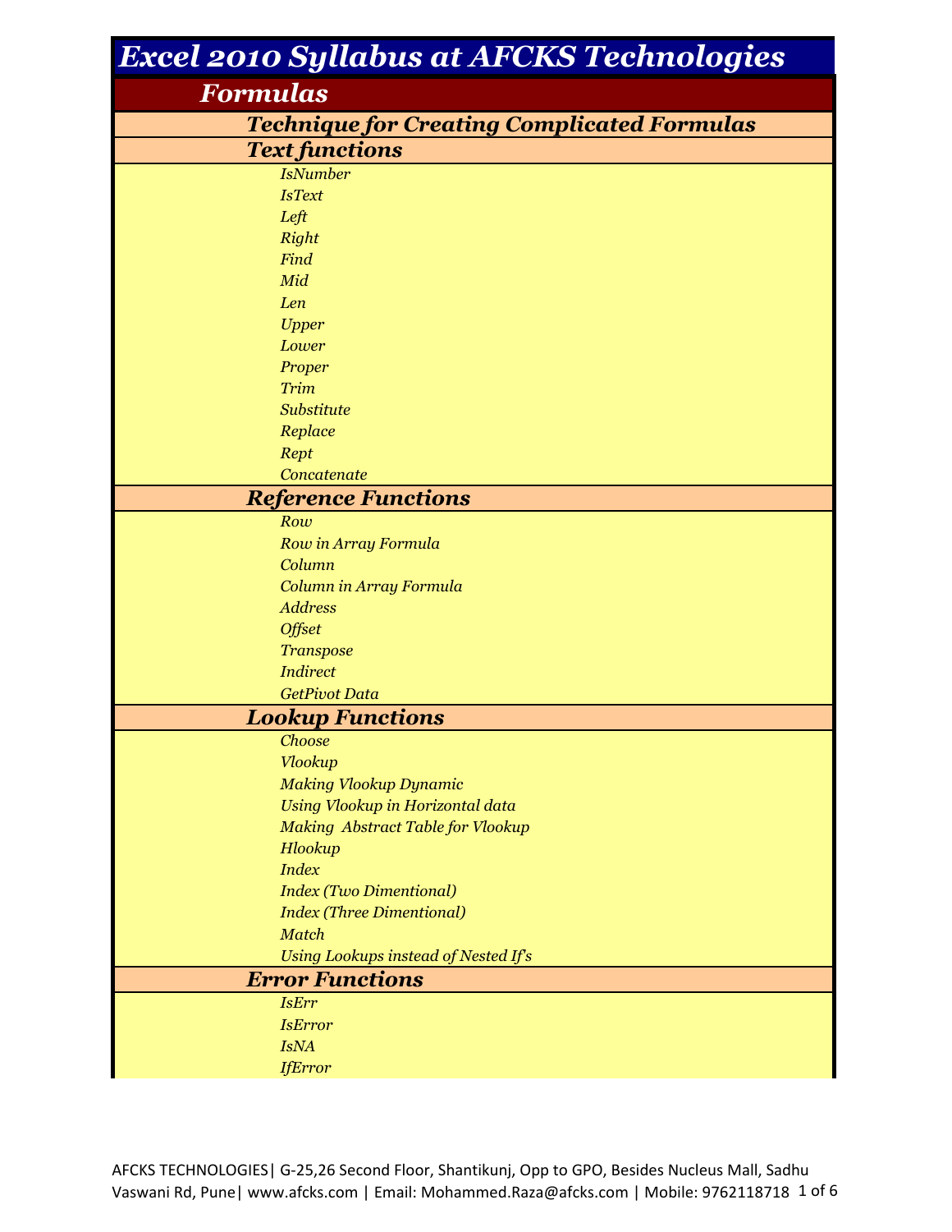# *Excel 2010 Syllabus at AFCKS Technologies*

## *Formulas*

### *Technique for Creating Complicated Formulas*

### *Text functions*

- *IsNumber*
- *IsText*
- *Left*
- *Right*
- *Find*
- *Mid*
- *Len*
- *Upper*
- *Lower*
- *Proper*
- *Trim*
- *Substitute*
- *Replace*
- *Rept*
- *Concatenate*

### *Reference Functions*

- *Row*
- *Row in Array Formula*
- *Column*
- *Column in Array Formula*
- *Address*
- *Offset*
- *Transpose*
- *Indirect*
- *GetPivot Data*

### *Lookup Functions*

- *Choose*
- *Vlookup*
- *Making Vlookup Dynamic*
- *Using Vlookup in Horizontal data*
- *Making  Abstract Table for Vlookup*
- *Hlookup*
- *Index*
- *Index (Two Dimentional)*
- *Index (Three Dimentional)*
- *Match*
- *Using Lookups instead of Nested If's*

### *Error Functions*

- *IsErr*
- *IsError*
- *IsNA*
- *IfError*

AFCKS TECHNOLOGIES| G-25,26 Second Floor, Shantikunj, Opp to GPO, Besides Nucleus Mall, Sadhu Vaswani Rd, Pune| www.afcks.com | Email: Mohammed.Raza@afcks.com | Mobile: 9762118718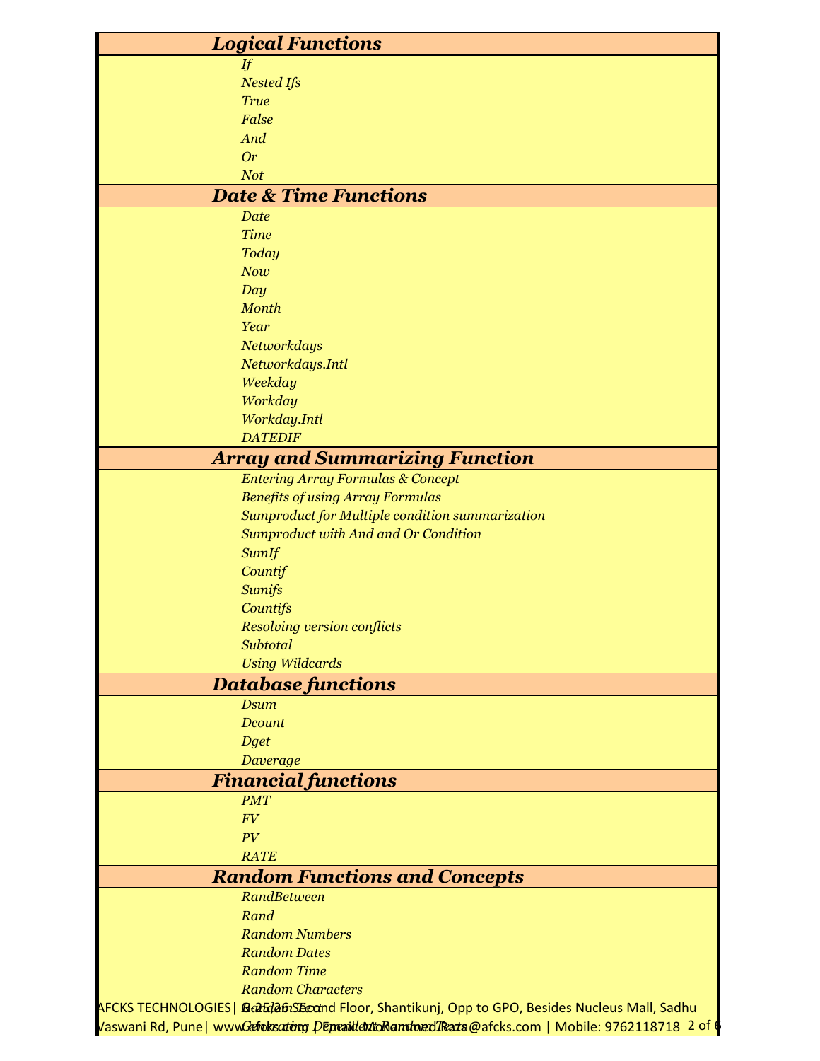## *Logical Functions*

- *If*
- *Nested Ifs*
- *True*
- *False*
- *And*
- *Or*
- *Not*

## *Date & Time Functions*

- *Date*
- *Time*
- *Today*
- *Now*
- *Day*
- *Month*
- *Year*
- *Networkdays*
- *Networkdays.Intl*
- *Weekday*
- *Workday*
- *Workday.Intl*
- *DATEDIF*

## *Array and Summarizing Function*

- *Entering Array Formulas & Concept*
- *Benefits of using Array Formulas*
- *Sumproduct for Multiple condition summarization*
- *Sumproduct with And and Or Condition*
- *SumIf*
- *Countif*
- *Sumifs*
- *Countifs*
- *Resolving version conflicts*
- *Subtotal*
- *Using Wildcards*

## *Database functions*

- *Dsum*
- *Dcount*
- *Dget*
- *Daverage*

## *Financial functions*

- *PMT*
- *FV*
- *PV*
- *RATE*

## *Random Functions and Concepts*

- *RandBetween*
- *Rand*
- *Random Numbers*
- *Random Dates*
- *Random Time*
- *Random Characters*
- *Random Select*
- *Generating Dependent Random Texts*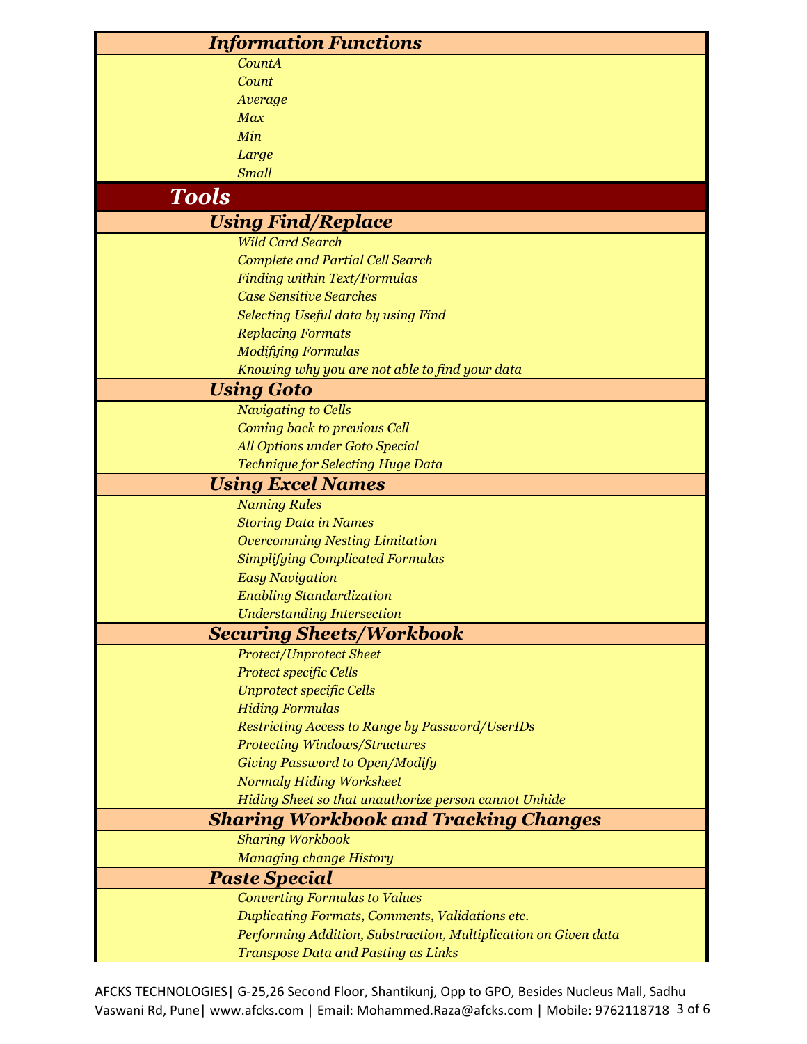### *Information Functions*

- *CountA*
- *Count*
- *Average*
- *Max*
- *Min*
- *Large*
- *Small*

## *Tools*

### *Using Find/Replace*

- *Wild Card Search*
- *Complete and Partial Cell Search*
- *Finding within Text/Formulas*
- *Case Sensitive Searches*
- *Selecting Useful data by using Find*
- *Replacing Formats*
- *Modifying Formulas*
- *Knowing why you are not able to find your data*

### *Using Goto*

- *Navigating to Cells*
- *Coming back to previous Cell*
- *All Options under Goto Special*
- *Technique for Selecting Huge Data*

### *Using Excel Names*

- *Naming Rules*
- *Storing Data in Names*
- *Overcomming Nesting Limitation*
- *Simplifying Complicated Formulas*
- *Easy Navigation*
- *Enabling Standardization*
- *Understanding Intersection*

### *Securing Sheets/Workbook*

- *Protect/Unprotect Sheet*
- *Protect specific Cells*
- *Unprotect specific Cells*
- *Hiding Formulas*
- *Restricting Access to Range by Password/UserIDs*
- *Protecting Windows/Structures*
- *Giving Password to Open/Modify*
- *Normaly Hiding Worksheet*
- *Hiding Sheet so that unauthorize person cannot Unhide*

### *Sharing Workbook and Tracking Changes*

- *Sharing Workbook*
- *Managing change History*

### *Paste Special*

- *Converting Formulas to Values*
- *Duplicating Formats, Comments, Validations etc.*
- *Performing Addition, Substraction, Multiplication on Given data*
- *Transpose Data and Pasting as Links*

AFCKS TECHNOLOGIES| G-25,26 Second Floor, Shantikunj, Opp to GPO, Besides Nucleus Mall, Sadhu Vaswani Rd, Pune| www.afcks.com | Email: Mohammed.Raza@afcks.com | Mobile: 9762118718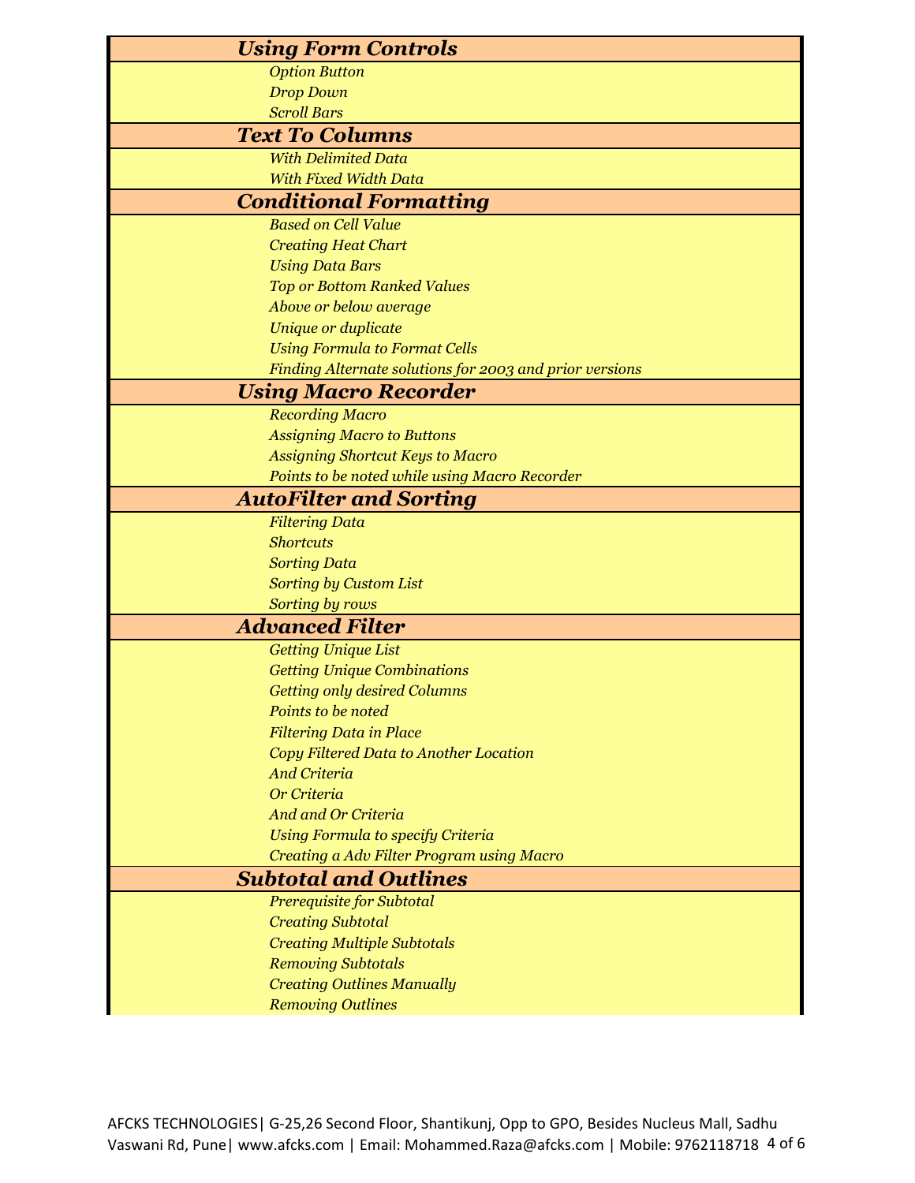### *Using Form Controls*

- *Option Button*
- *Drop Down*
- *Scroll Bars*

### *Text To Columns*

- *With Delimited Data*
- *With Fixed Width Data*

### *Conditional Formatting*

- *Based on Cell Value*
- *Creating Heat Chart*
- *Using Data Bars*
- *Top or Bottom Ranked Values*
- *Above or below average*
- *Unique or duplicate*
- *Using Formula to Format Cells*
- *Finding Alternate solutions for 2003 and prior versions*

### *Using Macro Recorder*

- *Recording Macro*
- *Assigning Macro to Buttons*
- *Assigning Shortcut Keys to Macro*
- *Points to be noted while using Macro Recorder*

### *AutoFilter and Sorting*

- *Filtering Data*
- *Shortcuts*
- *Sorting Data*
- *Sorting by Custom List*
- *Sorting by rows*

### *Advanced Filter*

- *Getting Unique List*
- *Getting Unique Combinations*
- *Getting only desired Columns*
- *Points to be noted*
- *Filtering Data in Place*
- *Copy Filtered Data to Another Location*
- *And Criteria*
- *Or Criteria*
- *And and Or Criteria*
- *Using Formula to specify Criteria*
- *Creating a Adv Filter Program using Macro*

### *Subtotal and Outlines*

- *Prerequisite for Subtotal*
- *Creating Subtotal*
- *Creating Multiple Subtotals*
- *Removing Subtotals*
- *Creating Outlines Manually*
- *Removing Outlines*

AFCKS TECHNOLOGIES| G-25,26 Second Floor, Shantikunj, Opp to GPO, Besides Nucleus Mall, Sadhu Vaswani Rd, Pune| www.afcks.com | Email: Mohammed.Raza@afcks.com | Mobile: 9762118718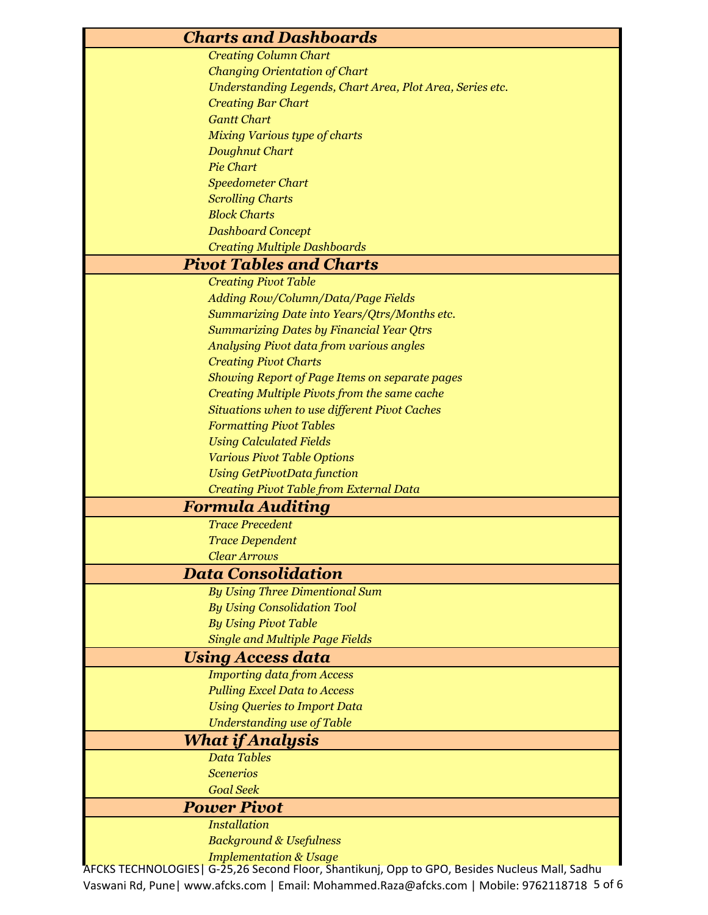## *Charts and Dashboards*

- *Creating Column Chart*
- *Changing Orientation of Chart*
- *Understanding Legends, Chart Area, Plot Area, Series etc.*
- *Creating Bar Chart*
- *Gantt Chart*
- *Mixing Various type of charts*
- *Doughnut Chart*
- *Pie Chart*
- *Speedometer Chart*
- *Scrolling Charts*
- *Block Charts*
- *Dashboard Concept*
- *Creating Multiple Dashboards*

## *Pivot Tables and Charts*

- *Creating Pivot Table*
- *Adding Row/Column/Data/Page Fields*
- *Summarizing Date into Years/Qtrs/Months etc.*
- *Summarizing Dates by Financial Year Qtrs*
- *Analysing Pivot data from various angles*
- *Creating Pivot Charts*
- *Showing Report of Page Items on separate pages*
- *Creating Multiple Pivots from the same cache*
- *Situations when to use different Pivot Caches*
- *Formatting Pivot Tables*
- *Using Calculated Fields*
- *Various Pivot Table Options*
- *Using GetPivotData function*
- *Creating Pivot Table from External Data*

## *Formula Auditing*

- *Trace Precedent*
- *Trace Dependent*
- *Clear Arrows*

## *Data Consolidation*

- *By Using Three Dimentional Sum*
- *By Using Consolidation Tool*
- *By Using Pivot Table*
- *Single and Multiple Page Fields*

## *Using Access data*

- *Importing data from Access*
- *Pulling Excel Data to Access*
- *Using Queries to Import Data*
- *Understanding use of Table*

## *What if Analysis*

- *Data Tables*
- *Scenerios*
- *Goal Seek*

## *Power Pivot*

- *Installation*
- *Background & Usefulness*
- *Implementation & Usage*

AFCKS TECHNOLOGIES| G-25,26 Second Floor, Shantikunj, Opp to GPO, Besides Nucleus Mall, Sadhu Vaswani Rd, Pune| www.afcks.com | Email: Mohammed.Raza@afcks.com | Mobile: 9762118718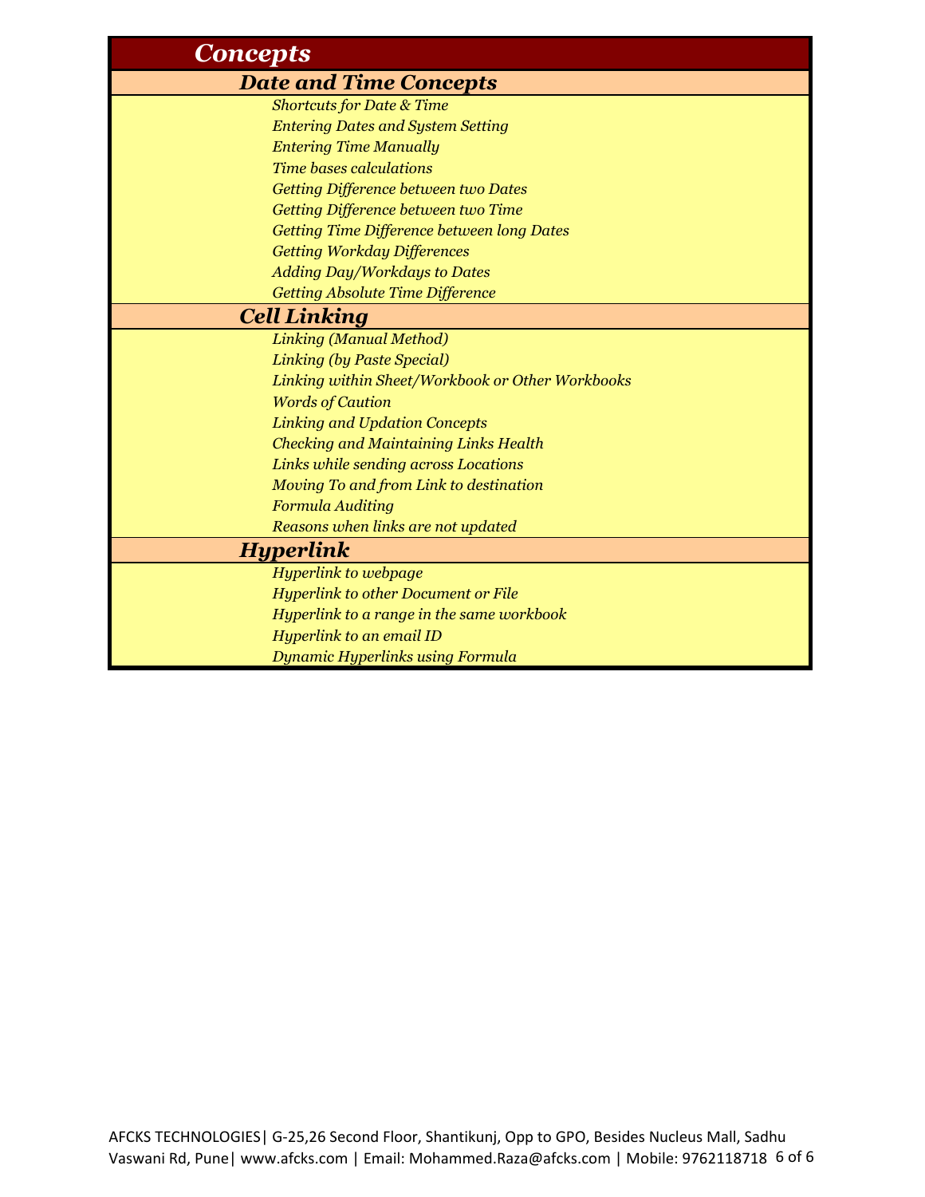# *Concepts*

## *Date and Time Concepts*

- *Shortcuts for Date & Time*
- *Entering Dates and System Setting*
- *Entering Time Manually*
- *Time bases calculations*
- *Getting Difference between two Dates*
- *Getting Difference between two Time*
- *Getting Time Difference between long Dates*
- *Getting Workday Differences*
- *Adding Day/Workdays to Dates*
- *Getting Absolute Time Difference*

## *Cell Linking*

- *Linking (Manual Method)*
- *Linking (by Paste Special)*
- *Linking within Sheet/Workbook or Other Workbooks*
- *Words of Caution*
- *Linking and Updation Concepts*
- *Checking and Maintaining Links Health*
- *Links while sending across Locations*
- *Moving To and from Link to destination*
- *Formula Auditing*
- *Reasons when links are not updated*

## *Hyperlink*

- *Hyperlink to webpage*
- *Hyperlink to other Document or File*
- *Hyperlink to a range in the same workbook*
- *Hyperlink to an email ID*
- *Dynamic Hyperlinks using Formula*